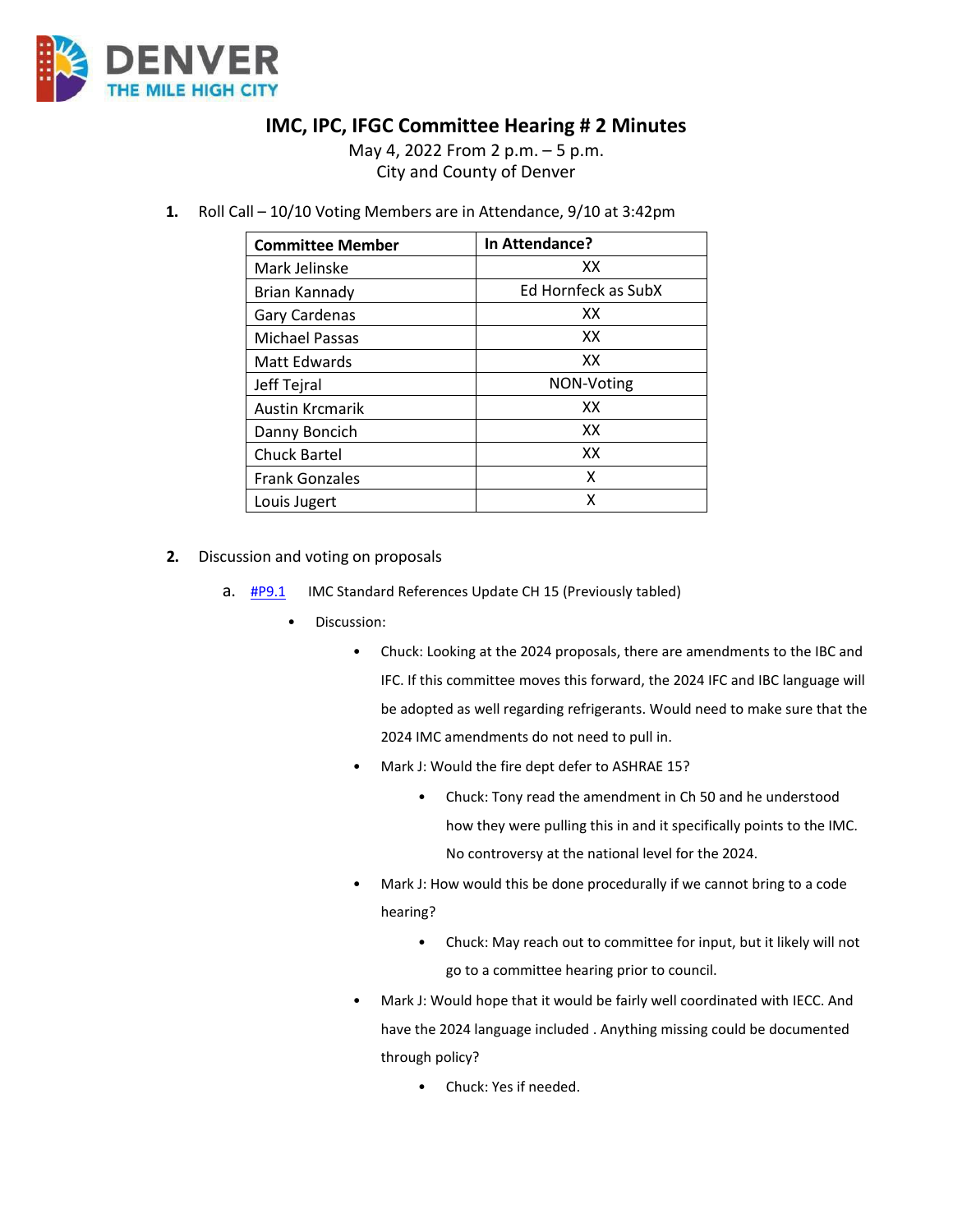# IMC, IPC, IFGC Committee Hearing # 2 Minutes

May 4, 2022 From 2 p.m. – 5 p.m.
City and County of Denver

1. **Roll Call** – 10/10 Voting Members are in Attendance, 9/10 at 3:42pm

| Committee Member | In Attendance? |
|---|---|
| Mark Jelinske | XX |
| Brian Kannady | Ed Hornfeck as SubX |
| Gary Cardenas | XX |
| Michael Passas | XX |
| Matt Edwards | XX |
| Jeff Tejral | NON-Voting |
| Austin Krcmarik | XX |
| Danny Boncich | XX |
| Chuck Bartel | XX |
| Frank Gonzales | X |
| Louis Jugert | X |

2. **Discussion and voting on proposals**

   a. #P9.1 IMC Standard References Update CH 15 (Previously tabled)

   - Discussion:
     - Chuck: Looking at the 2024 proposals, there are amendments to the IBC and IFC. If this committee moves this forward, the 2024 IFC and IBC language will be adopted as well regarding refrigerants. Would need to make sure that the 2024 IMC amendments do not need to pull in.
     - Mark J: Would the fire dept defer to ASHRAE 15?
       - Chuck: Tony read the amendment in Ch 50 and he understood how they were pulling this in and it specifically points to the IMC. No controversy at the national level for the 2024.
     - Mark J: How would this be done procedurally if we cannot bring to a code hearing?
       - Chuck: May reach out to committee for input, but it likely will not go to a committee hearing prior to council.
     - Mark J: Would hope that it would be fairly well coordinated with IECC. And have the 2024 language included . Anything missing could be documented through policy?
       - Chuck: Yes if needed.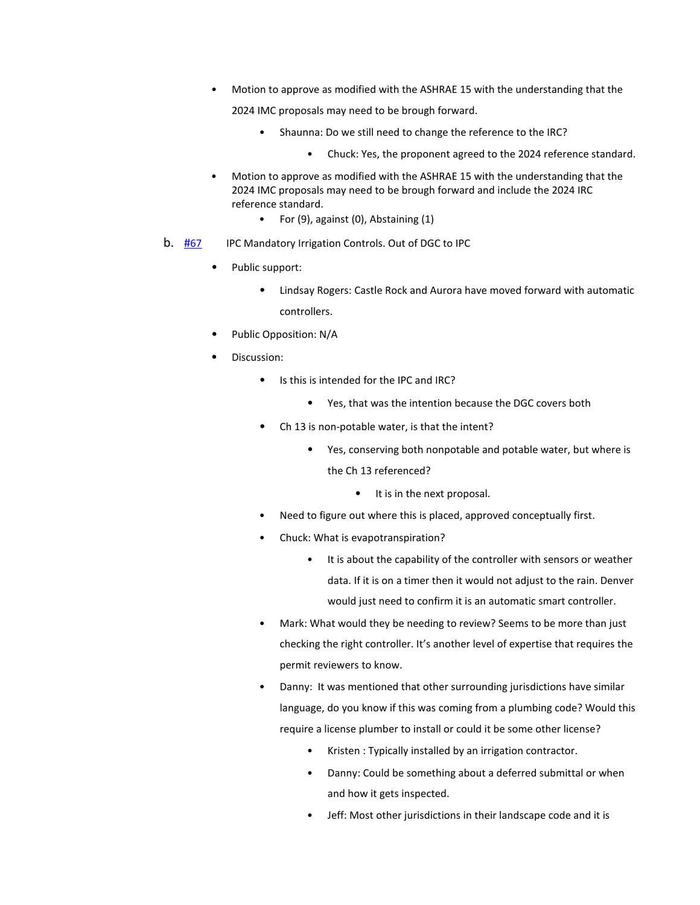- Motion to approve as modified with the ASHRAE 15 with the understanding that the 2024 IMC proposals may need to be brough forward.
    - Shaunna: Do we still need to change the reference to the IRC?
        - Chuck: Yes, the proponent agreed to the 2024 reference standard.
- Motion to approve as modified with the ASHRAE 15 with the understanding that the 2024 IMC proposals may need to be brough forward and include the 2024 IRC reference standard.
    - For (9), against (0), Abstaining (1)

b. [#67](#) IPC Mandatory Irrigation Controls. Out of DGC to IPC

- Public support:
    - Lindsay Rogers: Castle Rock and Aurora have moved forward with automatic controllers.
- Public Opposition: N/A
- Discussion:
    - Is this is intended for the IPC and IRC?
        - Yes, that was the intention because the DGC covers both
    - Ch 13 is non-potable water, is that the intent?
        - Yes, conserving both nonpotable and potable water, but where is the Ch 13 referenced?
            - It is in the next proposal.
    - Need to figure out where this is placed, approved conceptually first.
    - Chuck: What is evapotranspiration?
        - It is about the capability of the controller with sensors or weather data. If it is on a timer then it would not adjust to the rain. Denver would just need to confirm it is an automatic smart controller.
    - Mark: What would they be needing to review? Seems to be more than just checking the right controller. It's another level of expertise that requires the permit reviewers to know.
    - Danny: It was mentioned that other surrounding jurisdictions have similar language, do you know if this was coming from a plumbing code? Would this require a license plumber to install or could it be some other license?
        - Kristen : Typically installed by an irrigation contractor.
        - Danny: Could be something about a deferred submittal or when and how it gets inspected.
        - Jeff: Most other jurisdictions in their landscape code and it is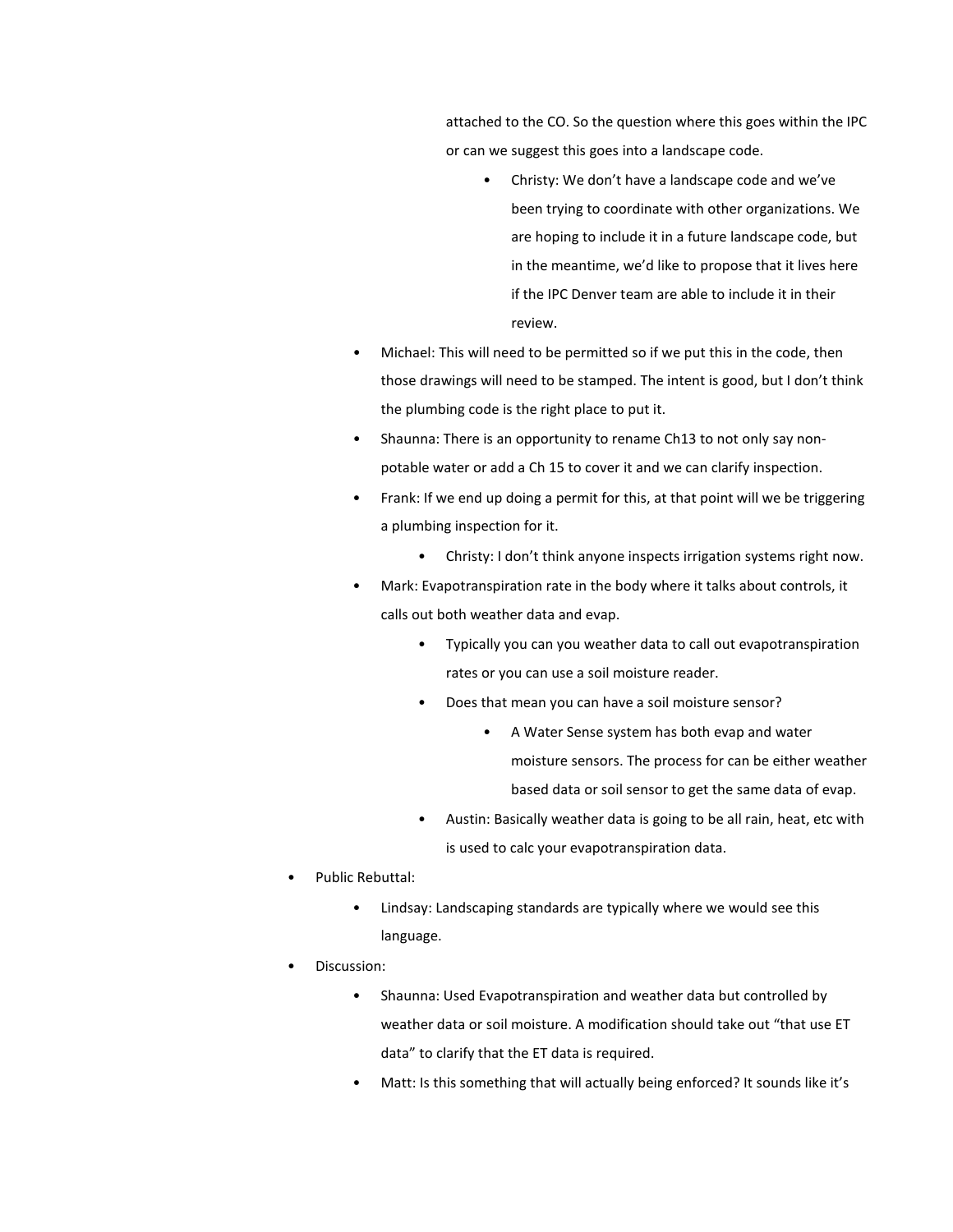attached to the CO. So the question where this goes within the IPC or can we suggest this goes into a landscape code.

            - Christy: We don't have a landscape code and we've been trying to coordinate with other organizations. We are hoping to include it in a future landscape code, but in the meantime, we'd like to propose that it lives here if the IPC Denver team are able to include it in their review.

    - Michael: This will need to be permitted so if we put this in the code, then those drawings will need to be stamped. The intent is good, but I don't think the plumbing code is the right place to put it.
    - Shaunna: There is an opportunity to rename Ch13 to not only say non-potable water or add a Ch 15 to cover it and we can clarify inspection.
    - Frank: If we end up doing a permit for this, at that point will we be triggering a plumbing inspection for it.
        - Christy: I don't think anyone inspects irrigation systems right now.
    - Mark: Evapotranspiration rate in the body where it talks about controls, it calls out both weather data and evap.
        - Typically you can you weather data to call out evapotranspiration rates or you can use a soil moisture reader.
        - Does that mean you can have a soil moisture sensor?
            - A Water Sense system has both evap and water moisture sensors. The process for can be either weather based data or soil sensor to get the same data of evap.
        - Austin: Basically weather data is going to be all rain, heat, etc with is used to calc your evapotranspiration data.
- Public Rebuttal:
    - Lindsay: Landscaping standards are typically where we would see this language.
- Discussion:
    - Shaunna: Used Evapotranspiration and weather data but controlled by weather data or soil moisture. A modification should take out "that use ET data" to clarify that the ET data is required.
    - Matt: Is this something that will actually being enforced? It sounds like it's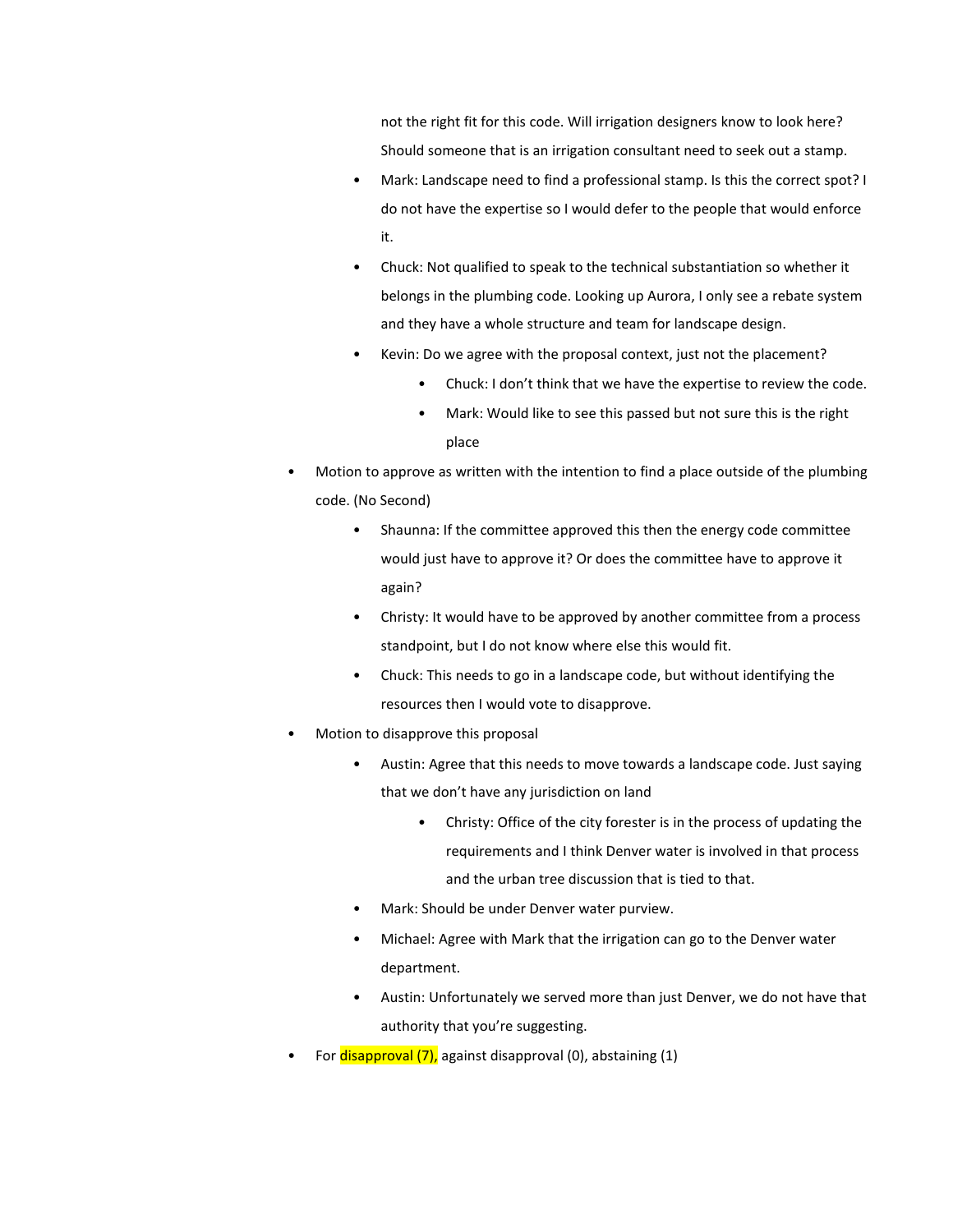not the right fit for this code. Will irrigation designers know to look here? Should someone that is an irrigation consultant need to seek out a stamp.

- Mark: Landscape need to find a professional stamp. Is this the correct spot? I do not have the expertise so I would defer to the people that would enforce it.
- Chuck: Not qualified to speak to the technical substantiation so whether it belongs in the plumbing code. Looking up Aurora, I only see a rebate system and they have a whole structure and team for landscape design.
- Kevin: Do we agree with the proposal context, just not the placement?
  - Chuck: I don't think that we have the expertise to review the code.
  - Mark: Would like to see this passed but not sure this is the right place

- Motion to approve as written with the intention to find a place outside of the plumbing code. (No Second)
  - Shaunna: If the committee approved this then the energy code committee would just have to approve it? Or does the committee have to approve it again?
  - Christy: It would have to be approved by another committee from a process standpoint, but I do not know where else this would fit.
  - Chuck: This needs to go in a landscape code, but without identifying the resources then I would vote to disapprove.
- Motion to disapprove this proposal
  - Austin: Agree that this needs to move towards a landscape code. Just saying that we don't have any jurisdiction on land
    - Christy: Office of the city forester is in the process of updating the requirements and I think Denver water is involved in that process and the urban tree discussion that is tied to that.
  - Mark: Should be under Denver water purview.
  - Michael: Agree with Mark that the irrigation can go to the Denver water department.
  - Austin: Unfortunately we served more than just Denver, we do not have that authority that you're suggesting.
- For disapproval (7), against disapproval (0), abstaining (1)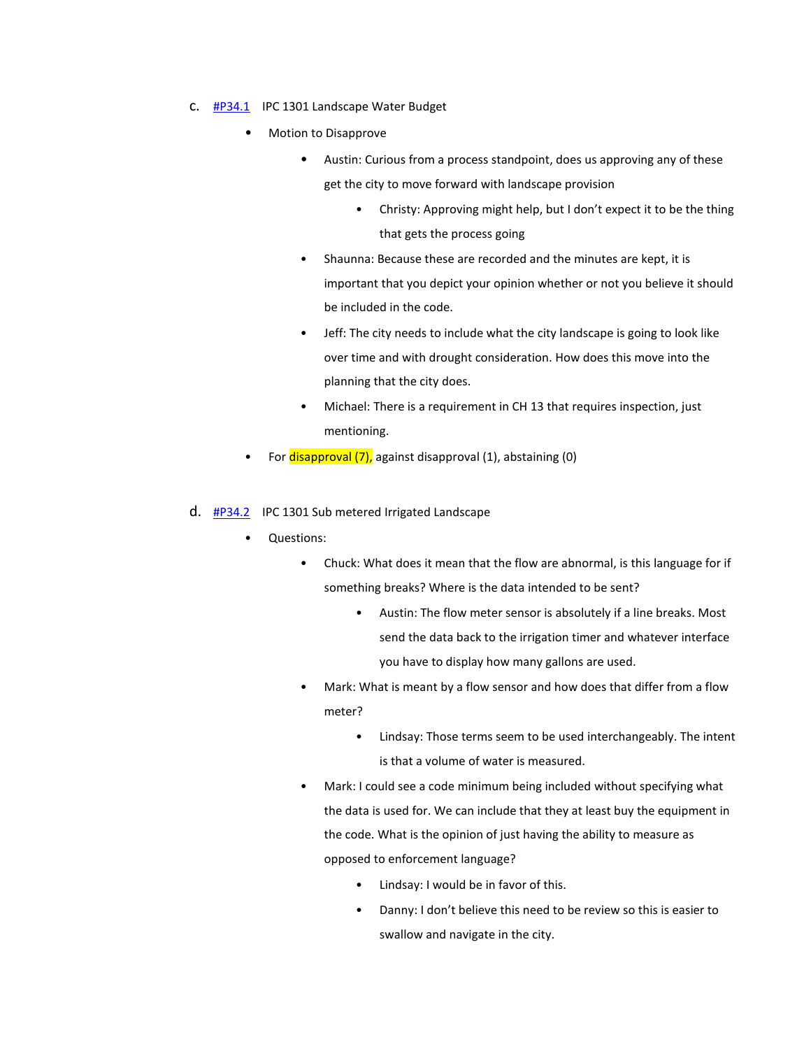c. [#P34.1](#P34.1) IPC 1301 Landscape Water Budget

- Motion to Disapprove
  - Austin: Curious from a process standpoint, does us approving any of these get the city to move forward with landscape provision
    - Christy: Approving might help, but I don't expect it to be the thing that gets the process going
  - Shaunna: Because these are recorded and the minutes are kept, it is important that you depict your opinion whether or not you believe it should be included in the code.
  - Jeff: The city needs to include what the city landscape is going to look like over time and with drought consideration. How does this move into the planning that the city does.
  - Michael: There is a requirement in CH 13 that requires inspection, just mentioning.
- For disapproval (7), against disapproval (1), abstaining (0)

d. [#P34.2](#P34.2) IPC 1301 Sub metered Irrigated Landscape

- Questions:
  - Chuck: What does it mean that the flow are abnormal, is this language for if something breaks? Where is the data intended to be sent?
    - Austin: The flow meter sensor is absolutely if a line breaks. Most send the data back to the irrigation timer and whatever interface you have to display how many gallons are used.
  - Mark: What is meant by a flow sensor and how does that differ from a flow meter?
    - Lindsay: Those terms seem to be used interchangeably. The intent is that a volume of water is measured.
  - Mark: I could see a code minimum being included without specifying what the data is used for. We can include that they at least buy the equipment in the code. What is the opinion of just having the ability to measure as opposed to enforcement language?
    - Lindsay: I would be in favor of this.
    - Danny: I don't believe this need to be review so this is easier to swallow and navigate in the city.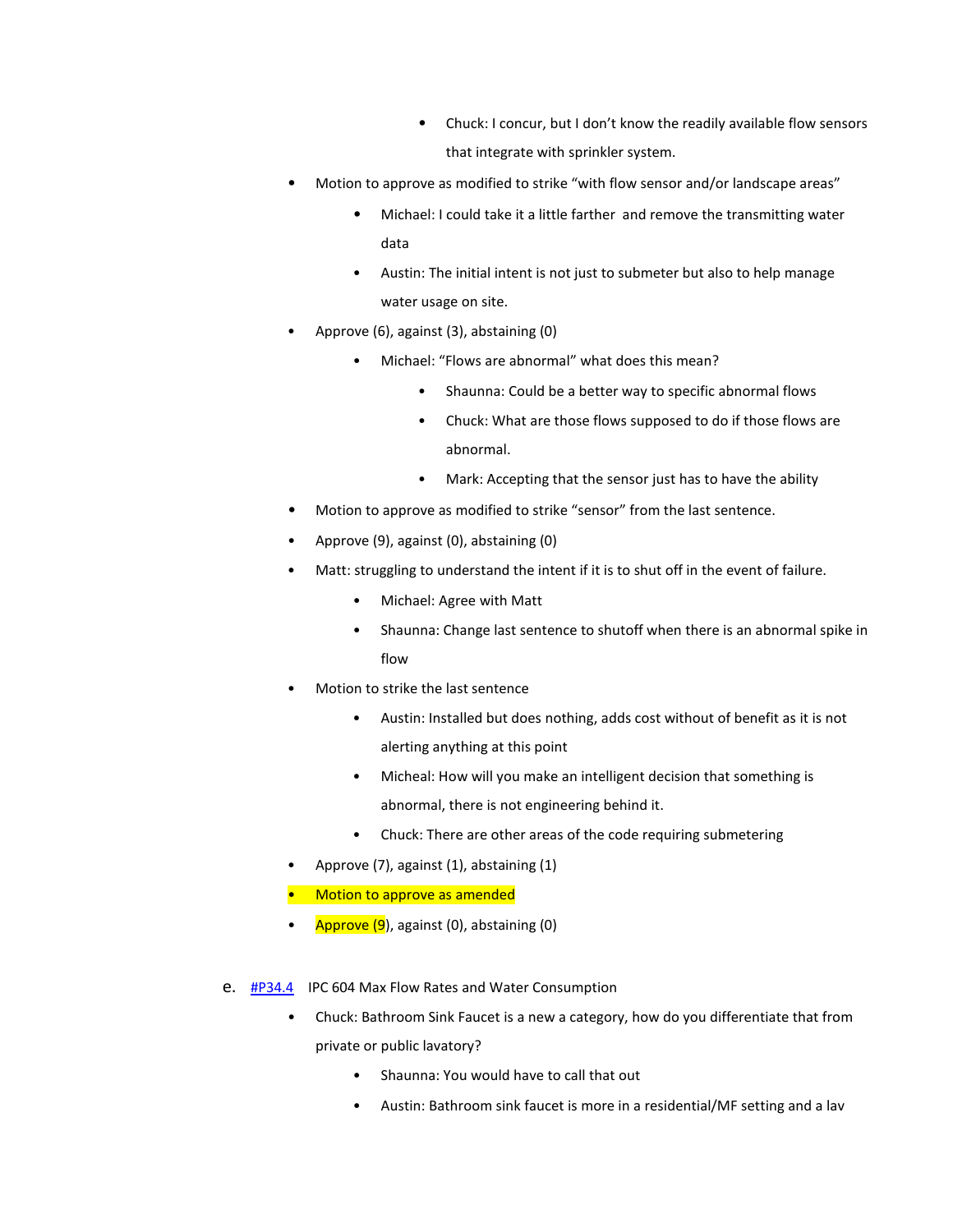- Chuck: I concur, but I don't know the readily available flow sensors that integrate with sprinkler system.
- Motion to approve as modified to strike "with flow sensor and/or landscape areas"
    - Michael: I could take it a little farther and remove the transmitting water data
    - Austin: The initial intent is not just to submeter but also to help manage water usage on site.
- Approve (6), against (3), abstaining (0)
    - Michael: "Flows are abnormal" what does this mean?
        - Shaunna: Could be a better way to specific abnormal flows
        - Chuck: What are those flows supposed to do if those flows are abnormal.
        - Mark: Accepting that the sensor just has to have the ability
- Motion to approve as modified to strike "sensor" from the last sentence.
- Approve (9), against (0), abstaining (0)
- Matt: struggling to understand the intent if it is to shut off in the event of failure.
    - Michael: Agree with Matt
    - Shaunna: Change last sentence to shutoff when there is an abnormal spike in flow
- Motion to strike the last sentence
    - Austin: Installed but does nothing, adds cost without of benefit as it is not alerting anything at this point
    - Micheal: How will you make an intelligent decision that something is abnormal, there is not engineering behind it.
    - Chuck: There are other areas of the code requiring submetering
- Approve (7), against (1), abstaining (1)
- Motion to approve as amended
- Approve (9), against (0), abstaining (0)

e. #P34.4 IPC 604 Max Flow Rates and Water Consumption

- Chuck: Bathroom Sink Faucet is a new a category, how do you differentiate that from private or public lavatory?
    - Shaunna: You would have to call that out
    - Austin: Bathroom sink faucet is more in a residential/MF setting and a lav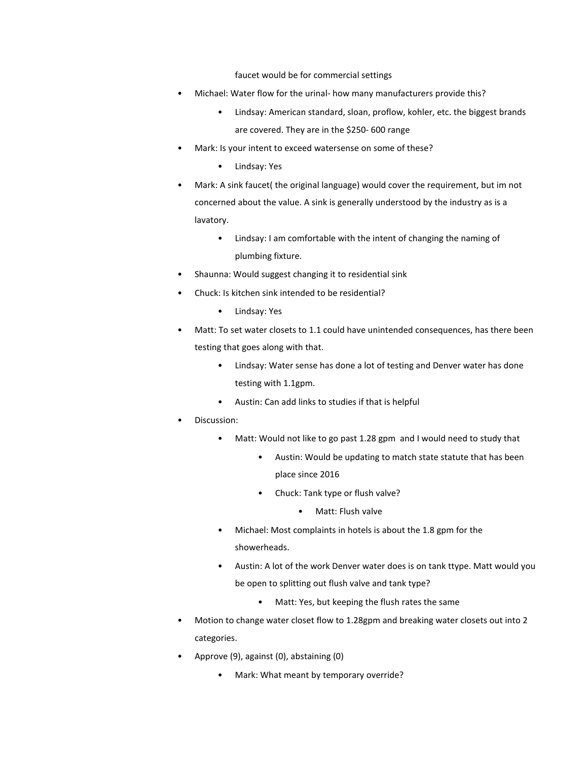faucet would be for commercial settings

- Michael: Water flow for the urinal- how many manufacturers provide this?
  - Lindsay: American standard, sloan, proflow, kohler, etc. the biggest brands are covered. They are in the $250- 600 range
- Mark: Is your intent to exceed watersense on some of these?
  - Lindsay: Yes
- Mark: A sink faucet( the original language) would cover the requirement, but im not concerned about the value. A sink is generally understood by the industry as is a lavatory.
  - Lindsay: I am comfortable with the intent of changing the naming of plumbing fixture.
- Shaunna: Would suggest changing it to residential sink
- Chuck: Is kitchen sink intended to be residential?
  - Lindsay: Yes
- Matt: To set water closets to 1.1 could have unintended consequences, has there been testing that goes along with that.
  - Lindsay: Water sense has done a lot of testing and Denver water has done testing with 1.1gpm.
  - Austin: Can add links to studies if that is helpful
- Discussion:
  - Matt: Would not like to go past 1.28 gpm and I would need to study that
    - Austin: Would be updating to match state statute that has been place since 2016
    - Chuck: Tank type or flush valve?
      - Matt: Flush valve
  - Michael: Most complaints in hotels is about the 1.8 gpm for the showerheads.
  - Austin: A lot of the work Denver water does is on tank ttype. Matt would you be open to splitting out flush valve and tank type?
    - Matt: Yes, but keeping the flush rates the same
- Motion to change water closet flow to 1.28gpm and breaking water closets out into 2 categories.
- Approve (9), against (0), abstaining (0)
  - Mark: What meant by temporary override?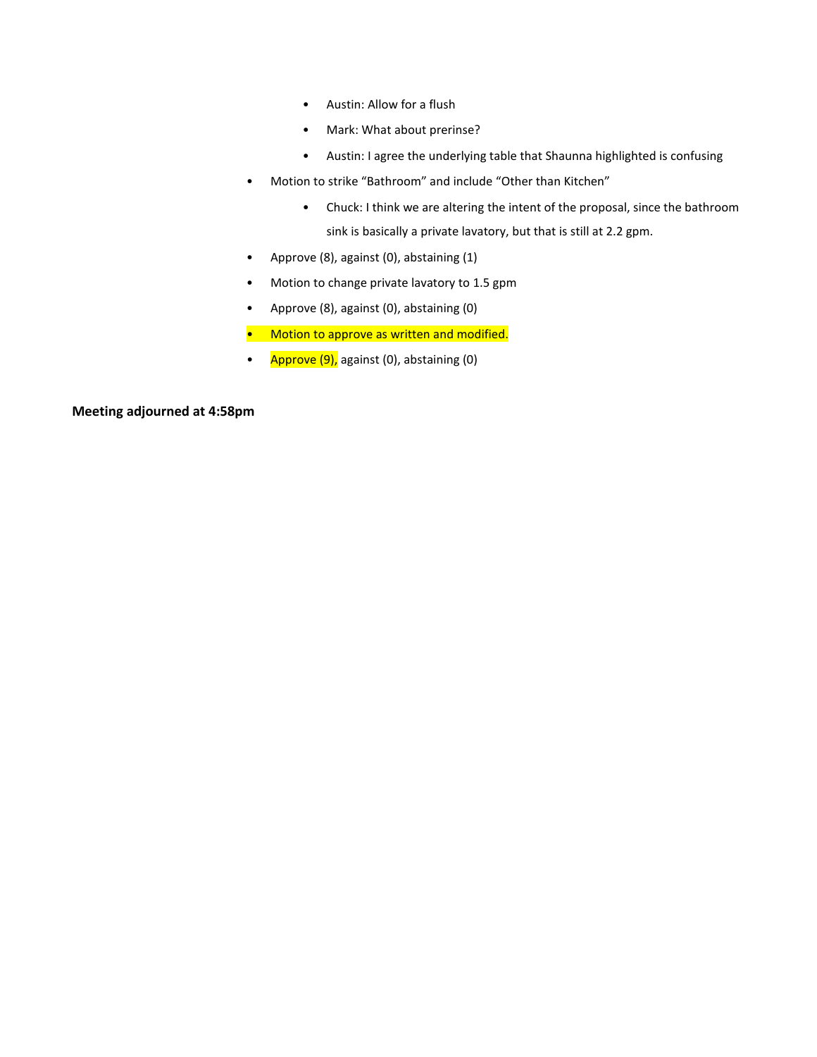- Austin: Allow for a flush
    - Mark: What about prerinse?
    - Austin: I agree the underlying table that Shaunna highlighted is confusing
- Motion to strike "Bathroom" and include "Other than Kitchen"
    - Chuck: I think we are altering the intent of the proposal, since the bathroom sink is basically a private lavatory, but that is still at 2.2 gpm.
- Approve (8), against (0), abstaining (1)
- Motion to change private lavatory to 1.5 gpm
- Approve (8), against (0), abstaining (0)
- Motion to approve as written and modified.
- Approve (9), against (0), abstaining (0)

**Meeting adjourned at 4:58pm**